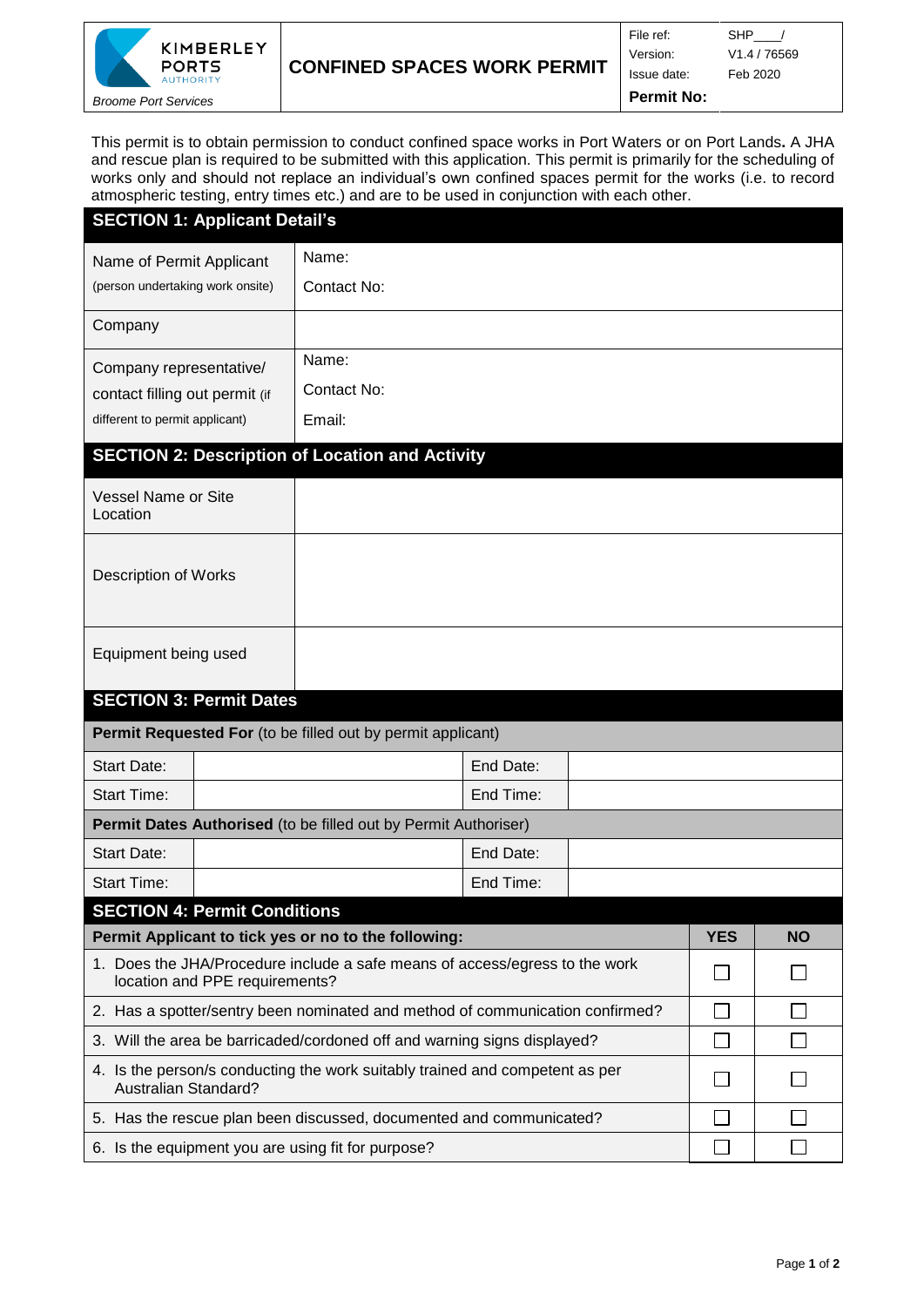| | | | |
|---|---|---|---|
| KIMBERLEY PORTS AUTHORITY *Broome Port Services* | **CONFINED SPACES WORK PERMIT** | File ref: | SHP____/ |
| | | Version: | V1.4 / 76569 |
| | | Issue date: | Feb 2020 |
| | | **Permit No:** | |

This permit is to obtain permission to conduct confined space works in Port Waters or on Port Lands. A JHA and rescue plan is required to be submitted with this application. This permit is primarily for the scheduling of works only and should not replace an individual's own confined spaces permit for the works (i.e. to record atmospheric testing, entry times etc.) and are to be used in conjunction with each other.

## SECTION 1: Applicant Detail's

| | |
|---|---|
| Name of Permit Applicant (person undertaking work onsite) | Name:<br>Contact No: |
| Company | |
| Company representative/ contact filling out permit (if different to permit applicant) | Name:<br>Contact No:<br>Email: |

## SECTION 2: Description of Location and Activity

| | |
|---|---|
| Vessel Name or Site Location | |
| Description of Works | |
| Equipment being used | |

## SECTION 3: Permit Dates

| | | | |
|---|---|---|---|
| **Permit Requested For** (to be filled out by permit applicant) | | | |
| Start Date: | | End Date: | |
| Start Time: | | End Time: | |
| **Permit Dates Authorised** (to be filled out by Permit Authoriser) | | | |
| Start Date: | | End Date: | |
| Start Time: | | End Time: | |

## SECTION 4: Permit Conditions

| **Permit Applicant to tick yes or no to the following:** | **YES** | **NO** |
|---|---|---|
| 1. Does the JHA/Procedure include a safe means of access/egress to the work location and PPE requirements? | ☐ | ☐ |
| 2. Has a spotter/sentry been nominated and method of communication confirmed? | ☐ | ☐ |
| 3. Will the area be barricaded/cordoned off and warning signs displayed? | ☐ | ☐ |
| 4. Is the person/s conducting the work suitably trained and competent as per Australian Standard? | ☐ | ☐ |
| 5. Has the rescue plan been discussed, documented and communicated? | ☐ | ☐ |
| 6. Is the equipment you are using fit for purpose? | ☐ | ☐ |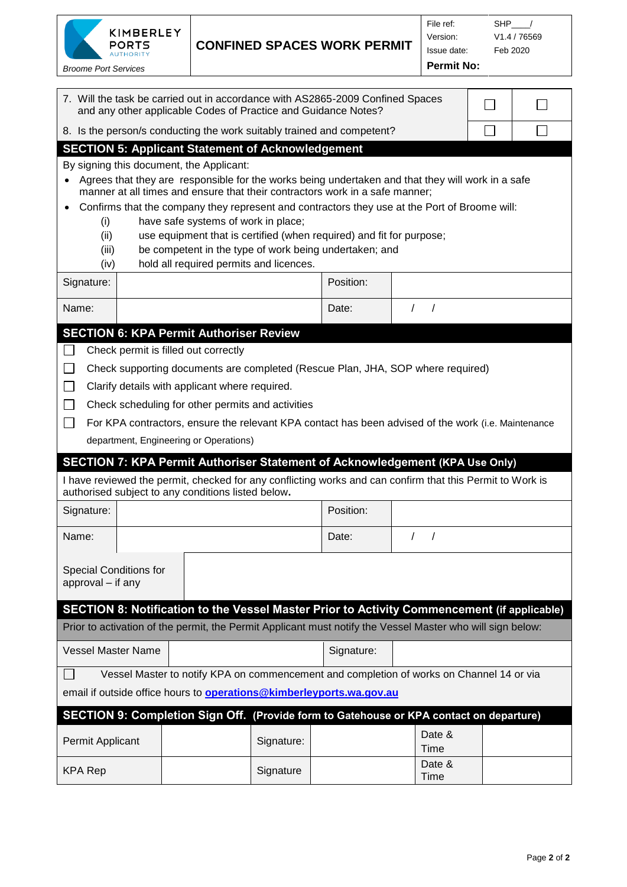| KIMBERLEY PORTS AUTHORITY *Broome Port Services* | CONFINED SPACES WORK PERMIT | File ref: SHP____/ Version: V1.4 / 76569 Issue date: Feb 2020 **Permit No:** |
|---|---|---|

| | | |
|---|---|---|
| 7. Will the task be carried out in accordance with AS2865-2009 Confined Spaces and any other applicable Codes of Practice and Guidance Notes? | ☐ | ☐ |
| 8. Is the person/s conducting the work suitably trained and competent? | ☐ | ☐ |

## SECTION 5: Applicant Statement of Acknowledgement

By signing this document, the Applicant:

- Agrees that they are responsible for the works being undertaken and that they will work in a safe manner at all times and ensure that their contractors work in a safe manner;
- Confirms that the company they represent and contractors they use at the Port of Broome will:
  - (i) have safe systems of work in place;
  - (ii) use equipment that is certified (when required) and fit for purpose;
  - (iii) be competent in the type of work being undertaken; and
  - (iv) hold all required permits and licences.

| | | | |
|---|---|---|---|
| Signature: | | Position: | |
| Name: | | Date: | / / |

## SECTION 6: KPA Permit Authoriser Review

- ☐ Check permit is filled out correctly
- ☐ Check supporting documents are completed (Rescue Plan, JHA, SOP where required)
- ☐ Clarify details with applicant where required.
- ☐ Check scheduling for other permits and activities
- ☐ For KPA contractors, ensure the relevant KPA contact has been advised of the work (i.e. Maintenance department, Engineering or Operations)

## SECTION 7: KPA Permit Authoriser Statement of Acknowledgement (KPA Use Only)

I have reviewed the permit, checked for any conflicting works and can confirm that this Permit to Work is authorised subject to any conditions listed below.

| | | | |
|---|---|---|---|
| Signature: | | Position: | |
| Name: | | Date: | / / |
| Special Conditions for approval – if any | | | |

## SECTION 8: Notification to the Vessel Master Prior to Activity Commencement (if applicable)

Prior to activation of the permit, the Permit Applicant must notify the Vessel Master who will sign below:

| | | | |
|---|---|---|---|
| Vessel Master Name | | Signature: | |

☐ Vessel Master to notify KPA on commencement and completion of works on Channel 14 or via email if outside office hours to **operations@kimberleyports.wa.gov.au**

## SECTION 9: Completion Sign Off. (Provide form to Gatehouse or KPA contact on departure)

| | | | | | |
|---|---|---|---|---|---|
| Permit Applicant | | Signature: | | Date & Time | |
| KPA Rep | | Signature | | Date & Time | |